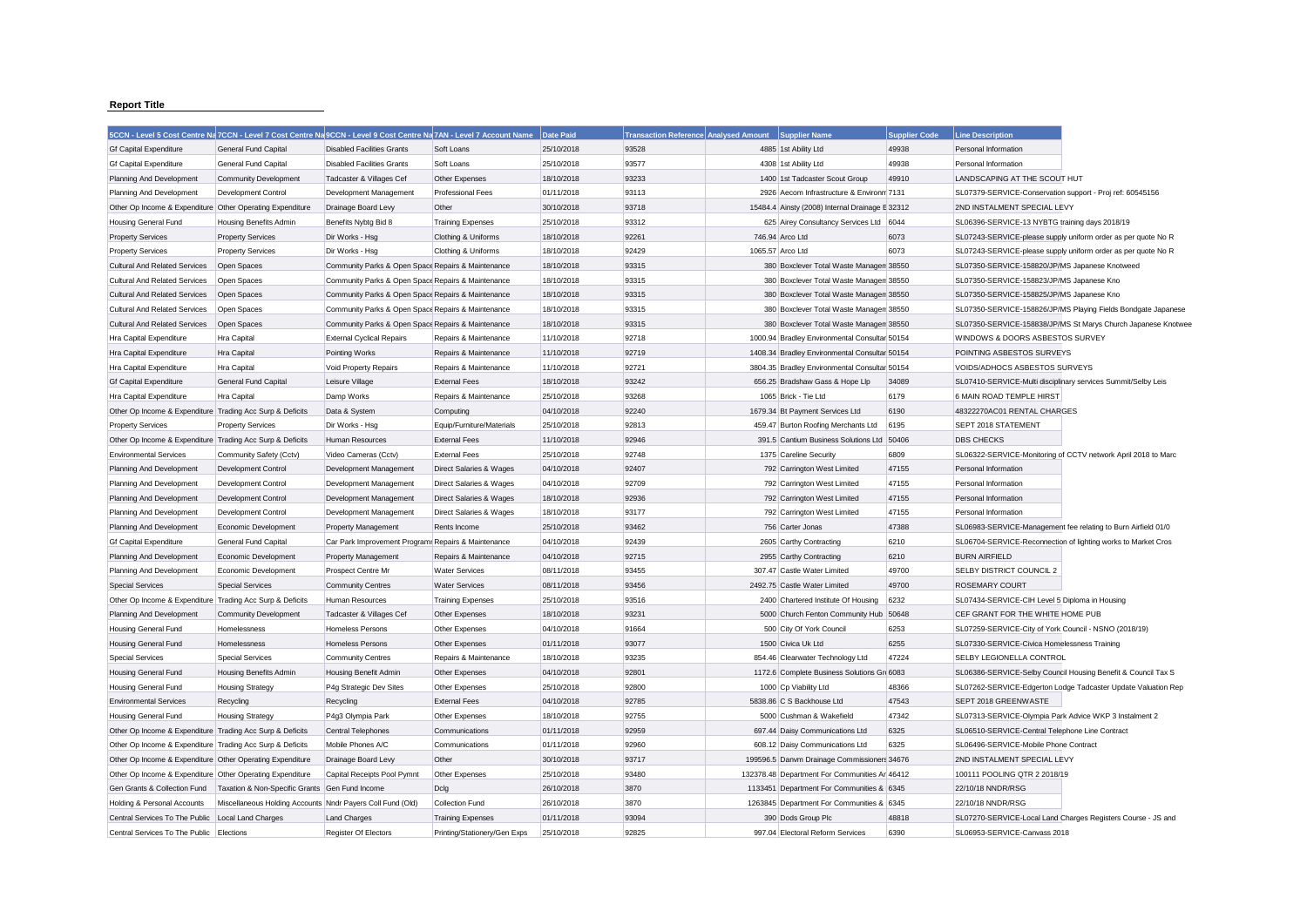**Report Title**

| 5CCN - Level 5 Cost Centre Na | 7CCN - Level 7 Cost Centre Na | 9CCN - Level 9 Cost Centre Na | 7AN - Level 7 Account Name | Date Paid | Transaction Reference | Analysed Amount | Supplier Name | Supplier Code | Line Description |
|---|---|---|---|---|---|---|---|---|---|
| Gf Capital Expenditure | General Fund Capital | Disabled Facilities Grants | Soft Loans | 25/10/2018 | 93528 | 4885 | 1st Ability Ltd | 49938 | Personal Information |
| Gf Capital Expenditure | General Fund Capital | Disabled Facilities Grants | Soft Loans | 25/10/2018 | 93577 | 4308 | 1st Ability Ltd | 49938 | Personal Information |
| Planning And Development | Community Development | Tadcaster & Villages Cef | Other Expenses | 18/10/2018 | 93233 | 1400 | 1st Tadcaster Scout Group | 49910 | LANDSCAPING AT THE SCOUT HUT |
| Planning And Development | Development Control | Development Management | Professional Fees | 01/11/2018 | 93113 | 2926 | Aecom Infrastructure & Environm | 7131 | SL07379-SERVICE-Conservation support - Proj ref: 60545156 |
| Other Op Income & Expenditure | Other Operating Expenditure | Drainage Board Levy | Other | 30/10/2018 | 93718 | 15484.4 | Ainsty (2008) Internal Drainage E | 32312 | 2ND INSTALMENT SPECIAL LEVY |
| Housing General Fund | Housing Benefits Admin | Benefits Nybtg Bid 8 | Training Expenses | 25/10/2018 | 93312 | 625 | Airey Consultancy Services Ltd | 6044 | SL06396-SERVICE-13 NYBTG training days 2018/19 |
| Property Services | Property Services | Dir Works - Hsg | Clothing & Uniforms | 18/10/2018 | 92261 | 746.94 | Arco Ltd | 6073 | SL07243-SERVICE-please supply uniform order as per quote No R |
| Property Services | Property Services | Dir Works - Hsg | Clothing & Uniforms | 18/10/2018 | 92429 | 1065.57 | Arco Ltd | 6073 | SL07243-SERVICE-please supply uniform order as per quote No R |
| Cultural And Related Services | Open Spaces | Community Parks & Open Space | Repairs & Maintenance | 18/10/2018 | 93315 | 380 | Boxclever Total Waste Managem | 38550 | SL07350-SERVICE-158820/JP/MS Japanese Knotweed |
| Cultural And Related Services | Open Spaces | Community Parks & Open Space | Repairs & Maintenance | 18/10/2018 | 93315 | 380 | Boxclever Total Waste Managem | 38550 | SL07350-SERVICE-158823/JP/MS Japanese Kno |
| Cultural And Related Services | Open Spaces | Community Parks & Open Space | Repairs & Maintenance | 18/10/2018 | 93315 | 380 | Boxclever Total Waste Managem | 38550 | SL07350-SERVICE-158825/JP/MS Japanese Kno |
| Cultural And Related Services | Open Spaces | Community Parks & Open Space | Repairs & Maintenance | 18/10/2018 | 93315 | 380 | Boxclever Total Waste Managem | 38550 | SL07350-SERVICE-158826/JP/MS Playing Fields Bondgate Japanese |
| Cultural And Related Services | Open Spaces | Community Parks & Open Space | Repairs & Maintenance | 18/10/2018 | 93315 | 380 | Boxclever Total Waste Managem | 38550 | SL07350-SERVICE-158838/JP/MS St Marys Church Japanese Knotwee |
| Hra Capital Expenditure | Hra Capital | External Cyclical Repairs | Repairs & Maintenance | 11/10/2018 | 92718 | 1000.94 | Bradley Environmental Consultar | 50154 | WINDOWS & DOORS ASBESTOS SURVEY |
| Hra Capital Expenditure | Hra Capital | Pointing Works | Repairs & Maintenance | 11/10/2018 | 92719 | 1408.34 | Bradley Environmental Consultar | 50154 | POINTING ASBESTOS SURVEYS |
| Hra Capital Expenditure | Hra Capital | Void Property Repairs | Repairs & Maintenance | 11/10/2018 | 92721 | 3804.35 | Bradley Environmental Consultar | 50154 | VOIDS/ADHOCS ASBESTOS SURVEYS |
| Gf Capital Expenditure | General Fund Capital | Leisure Village | External Fees | 18/10/2018 | 93242 | 656.25 | Bradshaw Gass & Hope Llp | 34089 | SL07410-SERVICE-Multi disciplinary services Summit/Selby Leis |
| Hra Capital Expenditure | Hra Capital | Damp Works | Repairs & Maintenance | 25/10/2018 | 93268 | 1065 | Brick - Tie Ltd | 6179 | 6 MAIN ROAD TEMPLE HIRST |
| Other Op Income & Expenditure | Trading Acc Surp & Deficits | Data & System | Computing | 04/10/2018 | 92240 | 1679.34 | Bt Payment Services Ltd | 6190 | 48322270AC01 RENTAL CHARGES |
| Property Services | Property Services | Dir Works - Hsg | Equip/Furniture/Materials | 25/10/2018 | 92813 | 459.47 | Burton Roofing Merchants Ltd | 6195 | SEPT 2018 STATEMENT |
| Other Op Income & Expenditure | Trading Acc Surp & Deficits | Human Resources | External Fees | 11/10/2018 | 92946 | 391.5 | Cantium Business Solutions Ltd | 50406 | DBS CHECKS |
| Environmental Services | Community Safety (Cctv) | Video Cameras (Cctv) | External Fees | 25/10/2018 | 92748 | 1375 | Careline Security | 6809 | SL06322-SERVICE-Monitoring of CCTV network April 2018 to Marc |
| Planning And Development | Development Control | Development Management | Direct Salaries & Wages | 04/10/2018 | 92407 | 792 | Carrington West Limited | 47155 | Personal Information |
| Planning And Development | Development Control | Development Management | Direct Salaries & Wages | 04/10/2018 | 92709 | 792 | Carrington West Limited | 47155 | Personal Information |
| Planning And Development | Development Control | Development Management | Direct Salaries & Wages | 18/10/2018 | 92936 | 792 | Carrington West Limited | 47155 | Personal Information |
| Planning And Development | Development Control | Development Management | Direct Salaries & Wages | 18/10/2018 | 93177 | 792 | Carrington West Limited | 47155 | Personal Information |
| Planning And Development | Economic Development | Property Management | Rents Income | 25/10/2018 | 93462 | 756 | Carter Jonas | 47388 | SL06983-SERVICE-Management fee relating to Burn Airfield 01/0 |
| Gf Capital Expenditure | General Fund Capital | Car Park Improvement Program | Repairs & Maintenance | 04/10/2018 | 92439 | 2605 | Carthy Contracting | 6210 | SL06704-SERVICE-Reconnection of lighting works to Market Cros |
| Planning And Development | Economic Development | Property Management | Repairs & Maintenance | 04/10/2018 | 92715 | 2955 | Carthy Contracting | 6210 | BURN AIRFIELD |
| Planning And Development | Economic Development | Prospect Centre Mr | Water Services | 08/11/2018 | 93455 | 307.47 | Castle Water Limited | 49700 | SELBY DISTRICT COUNCIL 2 |
| Special Services | Special Services | Community Centres | Water Services | 08/11/2018 | 93456 | 2492.75 | Castle Water Limited | 49700 | ROSEMARY COURT |
| Other Op Income & Expenditure | Trading Acc Surp & Deficits | Human Resources | Training Expenses | 25/10/2018 | 93516 | 2400 | Chartered Institute Of Housing | 6232 | SL07434-SERVICE-CIH Level 5 Diploma in Housing |
| Planning And Development | Community Development | Tadcaster & Villages Cef | Other Expenses | 18/10/2018 | 93231 | 5000 | Church Fenton Community Hub | 50648 | CEF GRANT FOR THE WHITE HOME PUB |
| Housing General Fund | Homelessness | Homeless Persons | Other Expenses | 04/10/2018 | 91664 | 500 | City Of York Council | 6253 | SL07259-SERVICE-City of York Council - NSNO (2018/19) |
| Housing General Fund | Homelessness | Homeless Persons | Other Expenses | 01/11/2018 | 93077 | 1500 | Civica Uk Ltd | 6255 | SL07330-SERVICE-Civica Homelessness Training |
| Special Services | Special Services | Community Centres | Repairs & Maintenance | 18/10/2018 | 93235 | 854.46 | Clearwater Technology Ltd | 47224 | SELBY LEGIONELLA CONTROL |
| Housing General Fund | Housing Benefits Admin | Housing Benefit Admin | Other Expenses | 04/10/2018 | 92801 | 1172.6 | Complete Business Solutions Gr | 6083 | SL06386-SERVICE-Selby Council Housing Benefit & Council Tax S |
| Housing General Fund | Housing Strategy | P4g Strategic Dev Sites | Other Expenses | 25/10/2018 | 92800 | 1000 | Cp Viability Ltd | 48366 | SL07262-SERVICE-Edgerton Lodge Tadcaster Update Valuation Rep |
| Environmental Services | Recycling | Recycling | External Fees | 04/10/2018 | 92785 | 5838.86 | C S Backhouse Ltd | 47543 | SEPT 2018 GREENWASTE |
| Housing General Fund | Housing Strategy | P4g3 Olympia Park | Other Expenses | 18/10/2018 | 92755 | 5000 | Cushman & Wakefield | 47342 | SL07313-SERVICE-Olympia Park Advice WKP 3 Instalment 2 |
| Other Op Income & Expenditure | Trading Acc Surp & Deficits | Central Telephones | Communications | 01/11/2018 | 92959 | 697.44 | Daisy Communications Ltd | 6325 | SL06510-SERVICE-Central Telephone Line Contract |
| Other Op Income & Expenditure | Trading Acc Surp & Deficits | Mobile Phones A/C | Communications | 01/11/2018 | 92960 | 608.12 | Daisy Communications Ltd | 6325 | SL06496-SERVICE-Mobile Phone Contract |
| Other Op Income & Expenditure | Other Operating Expenditure | Drainage Board Levy | Other | 30/10/2018 | 93717 | 199596.5 | Danvm Drainage Commissioners | 34676 | 2ND INSTALMENT SPECIAL LEVY |
| Other Op Income & Expenditure | Other Operating Expenditure | Capital Receipts Pool Pymnt | Other Expenses | 25/10/2018 | 93480 | 132378.48 | Department For Communities Ar | 46412 | 100111 POOLING QTR 2 2018/19 |
| Gen Grants & Collection Fund | Taxation & Non-Specific Grants | Gen Fund Income | Dclg | 26/10/2018 | 3870 | 1133451 | Department For Communities & | 6345 | 22/10/18 NNDR/RSG |
| Holding & Personal Accounts | Miscellaneous Holding Accounts | Nndr Payers Coll Fund (Old) | Collection Fund | 26/10/2018 | 3870 | 1263845 | Department For Communities & | 6345 | 22/10/18 NNDR/RSG |
| Central Services To The Public | Local Land Charges | Land Charges | Training Expenses | 01/11/2018 | 93094 | 390 | Dods Group Plc | 48818 | SL07270-SERVICE-Local Land Charges Registers Course - JS and |
| Central Services To The Public | Elections | Register Of Electors | Printing/Stationery/Gen Exps | 25/10/2018 | 92825 | 997.04 | Electoral Reform Services | 6390 | SL06953-SERVICE-Canvass 2018 |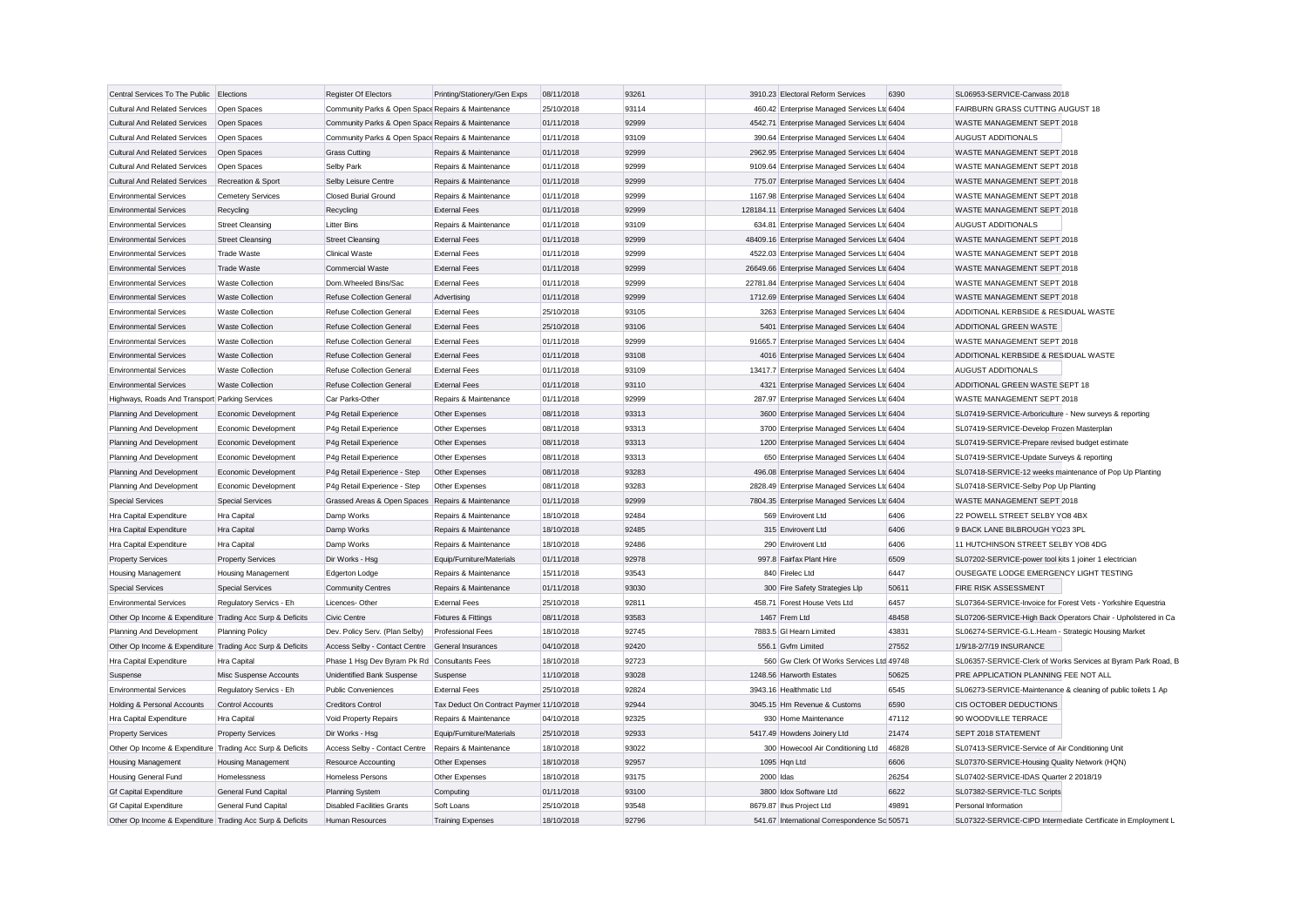| | | | | | | | | | |
|---|---|---|---|---|---|---|---|---|---|
| Central Services To The Public | Elections | Register Of Electors | Printing/Stationery/Gen Exps | 08/11/2018 | 93261 | 3910.23 | Electoral Reform Services | 6390 | SL06953-SERVICE-Canvass 2018 |
| Cultural And Related Services | Open Spaces | Community Parks & Open Space | Repairs & Maintenance | 25/10/2018 | 93114 | 460.42 | Enterprise Managed Services Ltd | 6404 | FAIRBURN GRASS CUTTING AUGUST 18 |
| Cultural And Related Services | Open Spaces | Community Parks & Open Space | Repairs & Maintenance | 01/11/2018 | 92999 | 4542.71 | Enterprise Managed Services Ltd | 6404 | WASTE MANAGEMENT SEPT 2018 |
| Cultural And Related Services | Open Spaces | Community Parks & Open Space | Repairs & Maintenance | 01/11/2018 | 93109 | 390.64 | Enterprise Managed Services Ltd | 6404 | AUGUST ADDITIONALS |
| Cultural And Related Services | Open Spaces | Grass Cutting | Repairs & Maintenance | 01/11/2018 | 92999 | 2962.95 | Enterprise Managed Services Ltd | 6404 | WASTE MANAGEMENT SEPT 2018 |
| Cultural And Related Services | Open Spaces | Selby Park | Repairs & Maintenance | 01/11/2018 | 92999 | 9109.64 | Enterprise Managed Services Ltd | 6404 | WASTE MANAGEMENT SEPT 2018 |
| Cultural And Related Services | Recreation & Sport | Selby Leisure Centre | Repairs & Maintenance | 01/11/2018 | 92999 | 775.07 | Enterprise Managed Services Ltd | 6404 | WASTE MANAGEMENT SEPT 2018 |
| Environmental Services | Cemetery Services | Closed Burial Ground | Repairs & Maintenance | 01/11/2018 | 92999 | 1167.98 | Enterprise Managed Services Ltd | 6404 | WASTE MANAGEMENT SEPT 2018 |
| Environmental Services | Recycling | Recycling | External Fees | 01/11/2018 | 92999 | 128184.11 | Enterprise Managed Services Ltd | 6404 | WASTE MANAGEMENT SEPT 2018 |
| Environmental Services | Street Cleansing | Litter Bins | Repairs & Maintenance | 01/11/2018 | 93109 | 634.81 | Enterprise Managed Services Ltd | 6404 | AUGUST ADDITIONALS |
| Environmental Services | Street Cleansing | Street Cleansing | External Fees | 01/11/2018 | 92999 | 48409.16 | Enterprise Managed Services Ltd | 6404 | WASTE MANAGEMENT SEPT 2018 |
| Environmental Services | Trade Waste | Clinical Waste | External Fees | 01/11/2018 | 92999 | 4522.03 | Enterprise Managed Services Ltd | 6404 | WASTE MANAGEMENT SEPT 2018 |
| Environmental Services | Trade Waste | Commercial Waste | External Fees | 01/11/2018 | 92999 | 26649.66 | Enterprise Managed Services Ltd | 6404 | WASTE MANAGEMENT SEPT 2018 |
| Environmental Services | Waste Collection | Dom.Wheeled Bins/Sac | External Fees | 01/11/2018 | 92999 | 22781.84 | Enterprise Managed Services Ltd | 6404 | WASTE MANAGEMENT SEPT 2018 |
| Environmental Services | Waste Collection | Refuse Collection General | Advertising | 01/11/2018 | 92999 | 1712.69 | Enterprise Managed Services Ltd | 6404 | WASTE MANAGEMENT SEPT 2018 |
| Environmental Services | Waste Collection | Refuse Collection General | External Fees | 25/10/2018 | 93105 | 3263 | Enterprise Managed Services Ltd | 6404 | ADDITIONAL KERBSIDE & RESIDUAL WASTE |
| Environmental Services | Waste Collection | Refuse Collection General | External Fees | 25/10/2018 | 93106 | 5401 | Enterprise Managed Services Ltd | 6404 | ADDITIONAL GREEN WASTE |
| Environmental Services | Waste Collection | Refuse Collection General | External Fees | 01/11/2018 | 92999 | 91665.7 | Enterprise Managed Services Ltd | 6404 | WASTE MANAGEMENT SEPT 2018 |
| Environmental Services | Waste Collection | Refuse Collection General | External Fees | 01/11/2018 | 93108 | 4016 | Enterprise Managed Services Ltd | 6404 | ADDITIONAL KERBSIDE & RESIDUAL WASTE |
| Environmental Services | Waste Collection | Refuse Collection General | External Fees | 01/11/2018 | 93109 | 13417.7 | Enterprise Managed Services Ltd | 6404 | AUGUST ADDITIONALS |
| Environmental Services | Waste Collection | Refuse Collection General | External Fees | 01/11/2018 | 93110 | 4321 | Enterprise Managed Services Ltd | 6404 | ADDITIONAL GREEN WASTE SEPT 18 |
| Highways, Roads And Transport | Parking Services | Car Parks-Other | Repairs & Maintenance | 01/11/2018 | 92999 | 287.97 | Enterprise Managed Services Ltd | 6404 | WASTE MANAGEMENT SEPT 2018 |
| Planning And Development | Economic Development | P4g Retail Experience | Other Expenses | 08/11/2018 | 93313 | 3600 | Enterprise Managed Services Ltd | 6404 | SL07419-SERVICE-Arboriculture - New surveys & reporting |
| Planning And Development | Economic Development | P4g Retail Experience | Other Expenses | 08/11/2018 | 93313 | 3700 | Enterprise Managed Services Ltd | 6404 | SL07419-SERVICE-Develop Frozen Masterplan |
| Planning And Development | Economic Development | P4g Retail Experience | Other Expenses | 08/11/2018 | 93313 | 1200 | Enterprise Managed Services Ltd | 6404 | SL07419-SERVICE-Prepare revised budget estimate |
| Planning And Development | Economic Development | P4g Retail Experience | Other Expenses | 08/11/2018 | 93313 | 650 | Enterprise Managed Services Ltd | 6404 | SL07419-SERVICE-Update Surveys & reporting |
| Planning And Development | Economic Development | P4g Retail Experience - Step | Other Expenses | 08/11/2018 | 93283 | 496.08 | Enterprise Managed Services Ltd | 6404 | SL07418-SERVICE-12 weeks maintenance of Pop Up Planting |
| Planning And Development | Economic Development | P4g Retail Experience - Step | Other Expenses | 08/11/2018 | 93283 | 2828.49 | Enterprise Managed Services Ltd | 6404 | SL07418-SERVICE-Selby Pop Up Planting |
| Special Services | Special Services | Grassed Areas & Open Spaces | Repairs & Maintenance | 01/11/2018 | 92999 | 7804.35 | Enterprise Managed Services Ltd | 6404 | WASTE MANAGEMENT SEPT 2018 |
| Hra Capital Expenditure | Hra Capital | Damp Works | Repairs & Maintenance | 18/10/2018 | 92484 | 569 | Envirovent Ltd | 6406 | 22 POWELL STREET SELBY YO8 4BX |
| Hra Capital Expenditure | Hra Capital | Damp Works | Repairs & Maintenance | 18/10/2018 | 92485 | 315 | Envirovent Ltd | 6406 | 9 BACK LANE BILBROUGH YO23 3PL |
| Hra Capital Expenditure | Hra Capital | Damp Works | Repairs & Maintenance | 18/10/2018 | 92486 | 290 | Envirovent Ltd | 6406 | 11 HUTCHINSON STREET SELBY YO8 4DG |
| Property Services | Property Services | Dir Works - Hsg | Equip/Furniture/Materials | 01/11/2018 | 92978 | 997.8 | Fairfax Plant Hire | 6509 | SL07202-SERVICE-power tool kits 1 joiner 1 electrician |
| Housing Management | Housing Management | Edgerton Lodge | Repairs & Maintenance | 15/11/2018 | 93543 | 840 | Firelec Ltd | 6447 | OUSEGATE LODGE EMERGENCY LIGHT TESTING |
| Special Services | Special Services | Community Centres | Repairs & Maintenance | 01/11/2018 | 93030 | 300 | Fire Safety Strategies Llp | 50611 | FIRE RISK ASSESSMENT |
| Environmental Services | Regulatory Servics - Eh | Licences- Other | External Fees | 25/10/2018 | 92811 | 458.71 | Forest House Vets Ltd | 6457 | SL07364-SERVICE-Invoice for Forest Vets - Yorkshire Equestria |
| Other Op Income & Expenditure | Trading Acc Surp & Deficits | Civic Centre | Fixtures & Fittings | 08/11/2018 | 93583 | 1467 | Frem Ltd | 48458 | SL07206-SERVICE-High Back Operators Chair - Upholstered in Ca |
| Planning And Development | Planning Policy | Dev. Policy Serv. (Plan Selby) | Professional Fees | 18/10/2018 | 92745 | 7883.5 | Gl Hearn Limited | 43831 | SL06274-SERVICE-G.L.Hearn - Strategic Housing Market |
| Other Op Income & Expenditure | Trading Acc Surp & Deficits | Access Selby - Contact Centre | General Insurances | 04/10/2018 | 92420 | 556.1 | Gvfm Limited | 27552 | 1/9/18-2/7/19 INSURANCE |
| Hra Capital Expenditure | Hra Capital | Phase 1 Hsg Dev Byram Pk Rd | Consultants Fees | 18/10/2018 | 92723 | 560 | Gw Clerk Of Works Services Ltd | 49748 | SL06357-SERVICE-Clerk of Works Services at Byram Park Road, B |
| Suspense | Misc Suspense Accounts | Unidentified Bank Suspense | Suspense | 11/10/2018 | 93028 | 1248.56 | Harworth Estates | 50625 | PRE APPLICATION PLANNING FEE NOT ALL |
| Environmental Services | Regulatory Servics - Eh | Public Conveniences | External Fees | 25/10/2018 | 92824 | 3943.16 | Healthmatic Ltd | 6545 | SL06273-SERVICE-Maintenance & cleaning of public toilets 1 Ap |
| Holding & Personal Accounts | Control Accounts | Creditors Control | Tax Deduct On Contract Paymer | 11/10/2018 | 92944 | 3045.15 | Hm Revenue & Customs | 6590 | CIS OCTOBER DEDUCTIONS |
| Hra Capital Expenditure | Hra Capital | Void Property Repairs | Repairs & Maintenance | 04/10/2018 | 92325 | 930 | Home Maintenance | 47112 | 90 WOODVILLE TERRACE |
| Property Services | Property Services | Dir Works - Hsg | Equip/Furniture/Materials | 25/10/2018 | 92933 | 5417.49 | Howdens Joinery Ltd | 21474 | SEPT 2018 STATEMENT |
| Other Op Income & Expenditure | Trading Acc Surp & Deficits | Access Selby - Contact Centre | Repairs & Maintenance | 18/10/2018 | 93022 | 300 | Howecool Air Conditioning Ltd | 46828 | SL07413-SERVICE-Service of Air Conditioning Unit |
| Housing Management | Housing Management | Resource Accounting | Other Expenses | 18/10/2018 | 92957 | 1095 | Hqn Ltd | 6606 | SL07370-SERVICE-Housing Quality Network (HQN) |
| Housing General Fund | Homelessness | Homeless Persons | Other Expenses | 18/10/2018 | 93175 | 2000 | Idas | 26254 | SL07402-SERVICE-IDAS Quarter 2 2018/19 |
| Gf Capital Expenditure | General Fund Capital | Planning System | Computing | 01/11/2018 | 93100 | 3800 | Idox Software Ltd | 6622 | SL07382-SERVICE-TLC Scripts |
| Gf Capital Expenditure | General Fund Capital | Disabled Facilities Grants | Soft Loans | 25/10/2018 | 93548 | 8679.87 | Ihus Project Ltd | 49891 | Personal Information |
| Other Op Income & Expenditure | Trading Acc Surp & Deficits | Human Resources | Training Expenses | 18/10/2018 | 92796 | 541.67 | International Correspondence Sc | 50571 | SL07322-SERVICE-CIPD Intermediate Certificate in Employment L |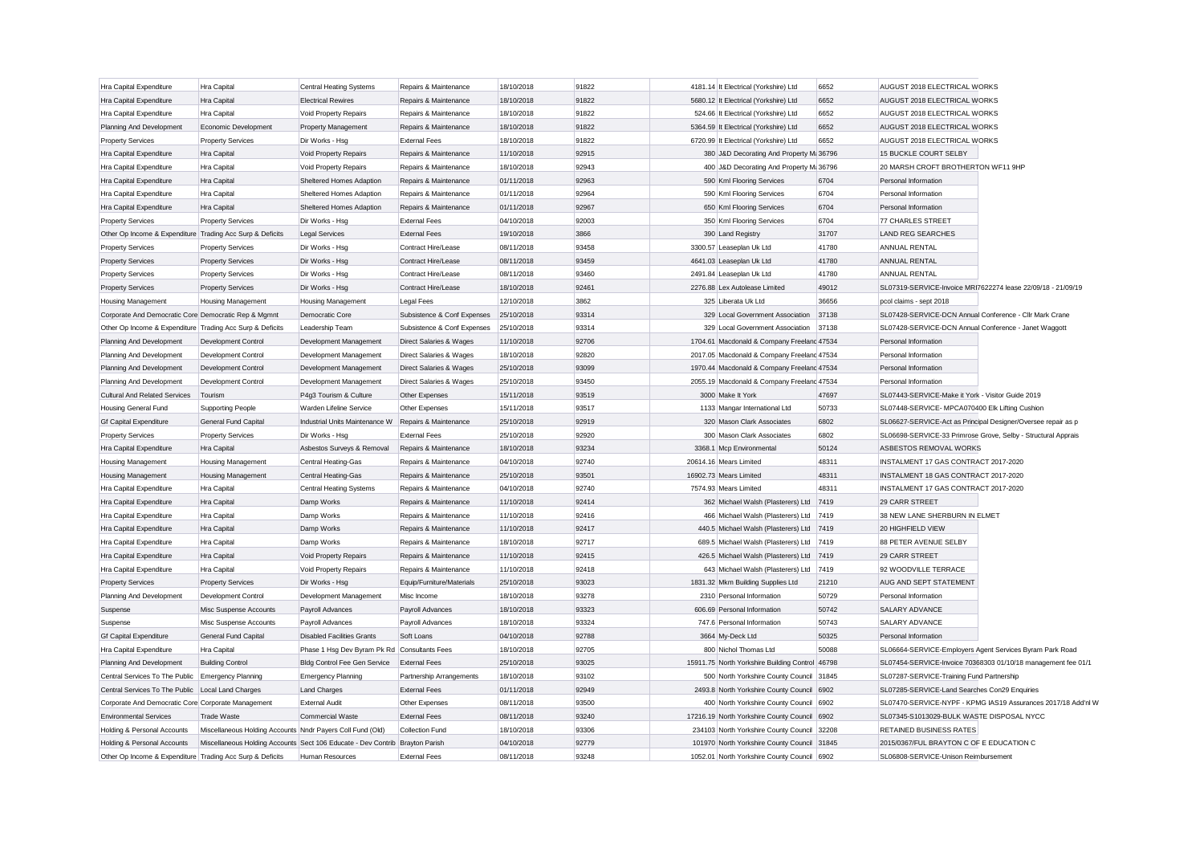| | | | | | | | | | |
|---|---|---|---|---|---|---|---|---|---|
| Hra Capital Expenditure | Hra Capital | Central Heating Systems | Repairs & Maintenance | 18/10/2018 | 91822 | 4181.14 | It Electrical (Yorkshire) Ltd | 6652 | AUGUST 2018 ELECTRICAL WORKS |
| Hra Capital Expenditure | Hra Capital | Electrical Rewires | Repairs & Maintenance | 18/10/2018 | 91822 | 5680.12 | It Electrical (Yorkshire) Ltd | 6652 | AUGUST 2018 ELECTRICAL WORKS |
| Hra Capital Expenditure | Hra Capital | Void Property Repairs | Repairs & Maintenance | 18/10/2018 | 91822 | 524.66 | It Electrical (Yorkshire) Ltd | 6652 | AUGUST 2018 ELECTRICAL WORKS |
| Planning And Development | Economic Development | Property Management | Repairs & Maintenance | 18/10/2018 | 91822 | 5364.59 | It Electrical (Yorkshire) Ltd | 6652 | AUGUST 2018 ELECTRICAL WORKS |
| Property Services | Property Services | Dir Works - Hsg | External Fees | 18/10/2018 | 91822 | 6720.99 | It Electrical (Yorkshire) Ltd | 6652 | AUGUST 2018 ELECTRICAL WORKS |
| Hra Capital Expenditure | Hra Capital | Void Property Repairs | Repairs & Maintenance | 11/10/2018 | 92915 | 380 | J&D Decorating And Property Ma | 36796 | 15 BUCKLE COURT SELBY |
| Hra Capital Expenditure | Hra Capital | Void Property Repairs | Repairs & Maintenance | 18/10/2018 | 92943 | 400 | J&D Decorating And Property Ma | 36796 | 20 MARSH CROFT BROTHERTON WF11 9HP |
| Hra Capital Expenditure | Hra Capital | Sheltered Homes Adaption | Repairs & Maintenance | 01/11/2018 | 92963 | 590 | Kml Flooring Services | 6704 | Personal Information |
| Hra Capital Expenditure | Hra Capital | Sheltered Homes Adaption | Repairs & Maintenance | 01/11/2018 | 92964 | 590 | Kml Flooring Services | 6704 | Personal Information |
| Hra Capital Expenditure | Hra Capital | Sheltered Homes Adaption | Repairs & Maintenance | 01/11/2018 | 92967 | 650 | Kml Flooring Services | 6704 | Personal Information |
| Property Services | Property Services | Dir Works - Hsg | External Fees | 04/10/2018 | 92003 | 350 | Kml Flooring Services | 6704 | 77 CHARLES STREET |
| Other Op Income & Expenditure | Trading Acc Surp & Deficits | Legal Services | External Fees | 19/10/2018 | 3866 | 390 | Land Registry | 31707 | LAND REG SEARCHES |
| Property Services | Property Services | Dir Works - Hsg | Contract Hire/Lease | 08/11/2018 | 93458 | 3300.57 | Leaseplan Uk Ltd | 41780 | ANNUAL RENTAL |
| Property Services | Property Services | Dir Works - Hsg | Contract Hire/Lease | 08/11/2018 | 93459 | 4641.03 | Leaseplan Uk Ltd | 41780 | ANNUAL RENTAL |
| Property Services | Property Services | Dir Works - Hsg | Contract Hire/Lease | 08/11/2018 | 93460 | 2491.84 | Leaseplan Uk Ltd | 41780 | ANNUAL RENTAL |
| Property Services | Property Services | Dir Works - Hsg | Contract Hire/Lease | 18/10/2018 | 92461 | 2276.88 | Lex Autolease Limited | 49012 | SL07319-SERVICE-Invoice MRI7622274 lease 22/09/18 - 21/09/19 |
| Housing Management | Housing Management | Housing Management | Legal Fees | 12/10/2018 | 3862 | 325 | Liberata Uk Ltd | 36656 | pcol claims - sept 2018 |
| Corporate And Democratic Core | Democratic Rep & Mgmnt | Democratic Core | Subsistence & Conf Expenses | 25/10/2018 | 93314 | 329 | Local Government Association | 37138 | SL07428-SERVICE-DCN Annual Conference - Cllr Mark Crane |
| Other Op Income & Expenditure | Trading Acc Surp & Deficits | Leadership Team | Subsistence & Conf Expenses | 25/10/2018 | 93314 | 329 | Local Government Association | 37138 | SL07428-SERVICE-DCN Annual Conference - Janet Waggott |
| Planning And Development | Development Control | Development Management | Direct Salaries & Wages | 11/10/2018 | 92706 | 1704.61 | Macdonald & Company Freelanc | 47534 | Personal Information |
| Planning And Development | Development Control | Development Management | Direct Salaries & Wages | 18/10/2018 | 92820 | 2017.05 | Macdonald & Company Freelanc | 47534 | Personal Information |
| Planning And Development | Development Control | Development Management | Direct Salaries & Wages | 25/10/2018 | 93099 | 1970.44 | Macdonald & Company Freelanc | 47534 | Personal Information |
| Planning And Development | Development Control | Development Management | Direct Salaries & Wages | 25/10/2018 | 93450 | 2055.19 | Macdonald & Company Freelanc | 47534 | Personal Information |
| Cultural And Related Services | Tourism | P4g3 Tourism & Culture | Other Expenses | 15/11/2018 | 93519 | 3000 | Make It York | 47697 | SL07443-SERVICE-Make it York - Visitor Guide 2019 |
| Housing General Fund | Supporting People | Warden Lifeline Service | Other Expenses | 15/11/2018 | 93517 | 1133 | Mangar International Ltd | 50733 | SL07448-SERVICE- MPCA070400 Elk Lifting Cushion |
| Gf Capital Expenditure | General Fund Capital | Industrial Units Maintenance W | Repairs & Maintenance | 25/10/2018 | 92919 | 320 | Mason Clark Associates | 6802 | SL06627-SERVICE-Act as Principal Designer/Oversee repair as p |
| Property Services | Property Services | Dir Works - Hsg | External Fees | 25/10/2018 | 92920 | 300 | Mason Clark Associates | 6802 | SL06698-SERVICE-33 Primrose Grove, Selby - Structural Apprais |
| Hra Capital Expenditure | Hra Capital | Asbestos Surveys & Removal | Repairs & Maintenance | 18/10/2018 | 93234 | 3368.1 | Mcp Environmental | 50124 | ASBESTOS REMOVAL WORKS |
| Housing Management | Housing Management | Central Heating-Gas | Repairs & Maintenance | 04/10/2018 | 92740 | 20614.16 | Mears Limited | 48311 | INSTALMENT 17 GAS CONTRACT 2017-2020 |
| Housing Management | Housing Management | Central Heating-Gas | Repairs & Maintenance | 25/10/2018 | 93501 | 16902.73 | Mears Limited | 48311 | INSTALMENT 18 GAS CONTRACT 2017-2020 |
| Hra Capital Expenditure | Hra Capital | Central Heating Systems | Repairs & Maintenance | 04/10/2018 | 92740 | 7574.93 | Mears Limited | 48311 | INSTALMENT 17 GAS CONTRACT 2017-2020 |
| Hra Capital Expenditure | Hra Capital | Damp Works | Repairs & Maintenance | 11/10/2018 | 92414 | 362 | Michael Walsh (Plasterers) Ltd | 7419 | 29 CARR STREET |
| Hra Capital Expenditure | Hra Capital | Damp Works | Repairs & Maintenance | 11/10/2018 | 92416 | 466 | Michael Walsh (Plasterers) Ltd | 7419 | 38 NEW LANE SHERBURN IN ELMET |
| Hra Capital Expenditure | Hra Capital | Damp Works | Repairs & Maintenance | 11/10/2018 | 92417 | 440.5 | Michael Walsh (Plasterers) Ltd | 7419 | 20 HIGHFIELD VIEW |
| Hra Capital Expenditure | Hra Capital | Damp Works | Repairs & Maintenance | 18/10/2018 | 92717 | 689.5 | Michael Walsh (Plasterers) Ltd | 7419 | 88 PETER AVENUE SELBY |
| Hra Capital Expenditure | Hra Capital | Void Property Repairs | Repairs & Maintenance | 11/10/2018 | 92415 | 426.5 | Michael Walsh (Plasterers) Ltd | 7419 | 29 CARR STREET |
| Hra Capital Expenditure | Hra Capital | Void Property Repairs | Repairs & Maintenance | 11/10/2018 | 92418 | 643 | Michael Walsh (Plasterers) Ltd | 7419 | 92 WOODVILLE TERRACE |
| Property Services | Property Services | Dir Works - Hsg | Equip/Furniture/Materials | 25/10/2018 | 93023 | 1831.32 | Mkm Building Supplies Ltd | 21210 | AUG AND SEPT STATEMENT |
| Planning And Development | Development Control | Development Management | Misc Income | 18/10/2018 | 93278 | 2310 | Personal Information | 50729 | Personal Information |
| Suspense | Misc Suspense Accounts | Payroll Advances | Payroll Advances | 18/10/2018 | 93323 | 606.69 | Personal Information | 50742 | SALARY ADVANCE |
| Suspense | Misc Suspense Accounts | Payroll Advances | Payroll Advances | 18/10/2018 | 93324 | 747.6 | Personal Information | 50743 | SALARY ADVANCE |
| Gf Capital Expenditure | General Fund Capital | Disabled Facilities Grants | Soft Loans | 04/10/2018 | 92788 | 3664 | My-Deck Ltd | 50325 | Personal Information |
| Hra Capital Expenditure | Hra Capital | Phase 1 Hsg Dev Byram Pk Rd | Consultants Fees | 18/10/2018 | 92705 | 800 | Nichol Thomas Ltd | 50088 | SL06664-SERVICE-Employers Agent Services Byram Park Road |
| Planning And Development | Building Control | Bldg Control Fee Gen Service | External Fees | 25/10/2018 | 93025 | 15911.75 | North Yorkshire Building Control | 46798 | SL07454-SERVICE-Invoice 70368303 01/10/18 management fee 01/1 |
| Central Services To The Public | Emergency Planning | Emergency Planning | Partnership Arrangements | 18/10/2018 | 93102 | 500 | North Yorkshire County Council | 31845 | SL07287-SERVICE-Training Fund Partnership |
| Central Services To The Public | Local Land Charges | Land Charges | External Fees | 01/11/2018 | 92949 | 2493.8 | North Yorkshire County Council | 6902 | SL07285-SERVICE-Land Searches Con29 Enquiries |
| Corporate And Democratic Core | Corporate Management | External Audit | Other Expenses | 08/11/2018 | 93500 | 400 | North Yorkshire County Council | 6902 | SL07470-SERVICE-NYPF - KPMG IAS19 Assurances 2017/18 Add'nl W |
| Environmental Services | Trade Waste | Commercial Waste | External Fees | 08/11/2018 | 93240 | 17216.19 | North Yorkshire County Council | 6902 | SL07345-S1013029-BULK WASTE DISPOSAL NYCC |
| Holding & Personal Accounts | Miscellaneous Holding Accounts | Nndr Payers Coll Fund (Old) | Collection Fund | 18/10/2018 | 93306 | 234103 | North Yorkshire County Council | 32208 | RETAINED BUSINESS RATES |
| Holding & Personal Accounts | Miscellaneous Holding Accounts | Sect 106 Educate - Dev Contrib | Brayton Parish | 04/10/2018 | 92779 | 101970 | North Yorkshire County Council | 31845 | 2015/0367/FUL BRAYTON C OF E EDUCATION C |
| Other Op Income & Expenditure | Trading Acc Surp & Deficits | Human Resources | External Fees | 08/11/2018 | 93248 | 1052.01 | North Yorkshire County Council | 6902 | SL06808-SERVICE-Unison Reimbursement |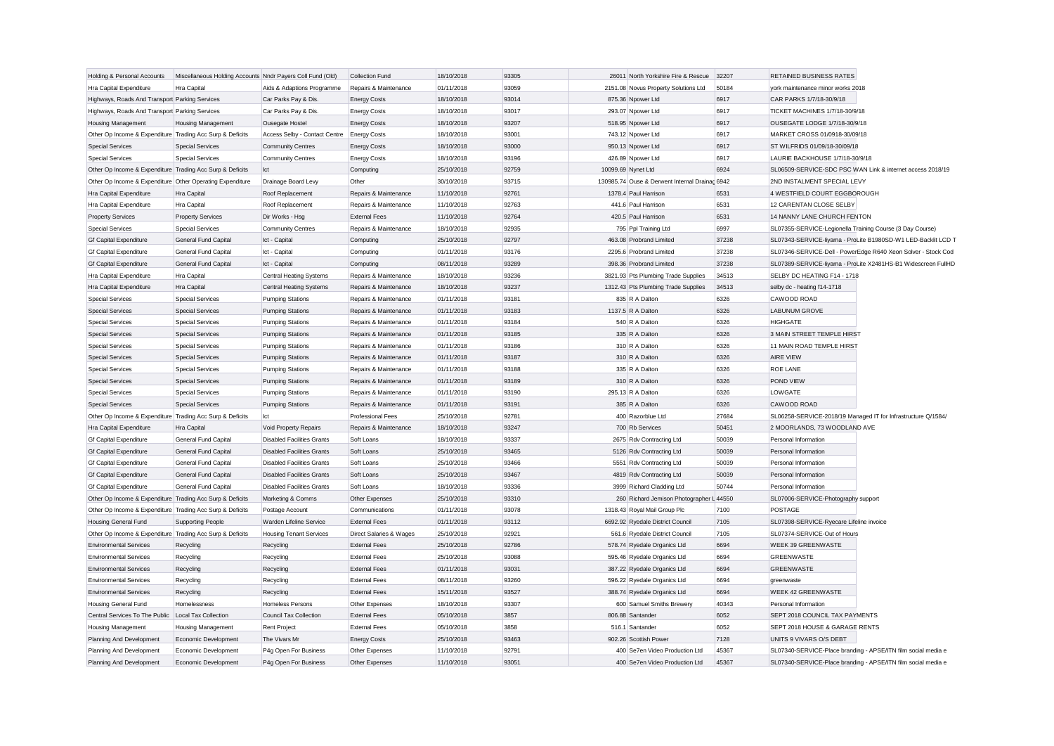| | | | | | | | | | |
|---|---|---|---|---|---|---|---|---|---|
| Holding & Personal Accounts | Miscellaneous Holding Accounts | Nndr Payers Coll Fund (Old) | Collection Fund | 18/10/2018 | 93305 | 26011 | North Yorkshire Fire & Rescue | 32207 | RETAINED BUSINESS RATES |
| Hra Capital Expenditure | Hra Capital | Aids & Adaptions Programme | Repairs & Maintenance | 01/11/2018 | 93059 | 2151.08 | Novus Property Solutions Ltd | 50184 | york maintenance minor works 2018 |
| Highways, Roads And Transport | Parking Services | Car Parks Pay & Dis. | Energy Costs | 18/10/2018 | 93014 | 875.36 | Npower Ltd | 6917 | CAR PARKS 1/7/18-30/9/18 |
| Highways, Roads And Transport | Parking Services | Car Parks Pay & Dis. | Energy Costs | 18/10/2018 | 93017 | 293.07 | Npower Ltd | 6917 | TICKET MACHINES 1/7/18-30/9/18 |
| Housing Management | Housing Management | Ousegate Hostel | Energy Costs | 18/10/2018 | 93207 | 518.95 | Npower Ltd | 6917 | OUSEGATE LODGE 1/7/18-30/9/18 |
| Other Op Income & Expenditure | Trading Acc Surp & Deficits | Access Selby - Contact Centre | Energy Costs | 18/10/2018 | 93001 | 743.12 | Npower Ltd | 6917 | MARKET CROSS 01/0918-30/09/18 |
| Special Services | Special Services | Community Centres | Energy Costs | 18/10/2018 | 93000 | 950.13 | Npower Ltd | 6917 | ST WILFRIDS 01/09/18-30/09/18 |
| Special Services | Special Services | Community Centres | Energy Costs | 18/10/2018 | 93196 | 426.89 | Npower Ltd | 6917 | LAURIE BACKHOUSE 1/7/18-30/9/18 |
| Other Op Income & Expenditure | Trading Acc Surp & Deficits | Ict | Computing | 25/10/2018 | 92759 | 10099.69 | Nynet Ltd | 6924 | SL06509-SERVICE-SDC PSC WAN Link & internet access 2018/19 |
| Other Op Income & Expenditure | Other Operating Expenditure | Drainage Board Levy | Other | 30/10/2018 | 93715 | 130985.74 | Ouse & Derwent Internal Drainag | 6942 | 2ND INSTALMENT SPECIAL LEVY |
| Hra Capital Expenditure | Hra Capital | Roof Replacement | Repairs & Maintenance | 11/10/2018 | 92761 | 1378.4 | Paul Harrison | 6531 | 4 WESTFIELD COURT EGGBOROUGH |
| Hra Capital Expenditure | Hra Capital | Roof Replacement | Repairs & Maintenance | 11/10/2018 | 92763 | 441.6 | Paul Harrison | 6531 | 12 CARENTAN CLOSE SELBY |
| Property Services | Property Services | Dir Works - Hsg | External Fees | 11/10/2018 | 92764 | 420.5 | Paul Harrison | 6531 | 14 NANNY LANE CHURCH FENTON |
| Special Services | Special Services | Community Centres | Repairs & Maintenance | 18/10/2018 | 92935 | 795 | Ppl Training Ltd | 6997 | SL07355-SERVICE-Legionella Training Course (3 Day Course) |
| Gf Capital Expenditure | General Fund Capital | Ict - Capital | Computing | 25/10/2018 | 92797 | 463.08 | Probrand Limited | 37238 | SL07343-SERVICE-Iiyama - ProLite B1980SD-W1 LED-Backlit LCD T |
| Gf Capital Expenditure | General Fund Capital | Ict - Capital | Computing | 01/11/2018 | 93176 | 2295.6 | Probrand Limited | 37238 | SL07346-SERVICE-Dell - PowerEdge R640 Xeon Solver - Stock Cod |
| Gf Capital Expenditure | General Fund Capital | Ict - Capital | Computing | 08/11/2018 | 93289 | 398.36 | Probrand Limited | 37238 | SL07389-SERVICE-Iiyama - ProLite X2481HS-B1 Widescreen FullHD |
| Hra Capital Expenditure | Hra Capital | Central Heating Systems | Repairs & Maintenance | 18/10/2018 | 93236 | 3821.93 | Pts Plumbing Trade Supplies | 34513 | SELBY DC HEATING F14 - 1718 |
| Hra Capital Expenditure | Hra Capital | Central Heating Systems | Repairs & Maintenance | 18/10/2018 | 93237 | 1312.43 | Pts Plumbing Trade Supplies | 34513 | selby dc - heating f14-1718 |
| Special Services | Special Services | Pumping Stations | Repairs & Maintenance | 01/11/2018 | 93181 | 835 | R A Dalton | 6326 | CAWOOD ROAD |
| Special Services | Special Services | Pumping Stations | Repairs & Maintenance | 01/11/2018 | 93183 | 1137.5 | R A Dalton | 6326 | LABUNUM GROVE |
| Special Services | Special Services | Pumping Stations | Repairs & Maintenance | 01/11/2018 | 93184 | 540 | R A Dalton | 6326 | HIGHGATE |
| Special Services | Special Services | Pumping Stations | Repairs & Maintenance | 01/11/2018 | 93185 | 335 | R A Dalton | 6326 | 3 MAIN STREET TEMPLE HIRST |
| Special Services | Special Services | Pumping Stations | Repairs & Maintenance | 01/11/2018 | 93186 | 310 | R A Dalton | 6326 | 11 MAIN ROAD TEMPLE HIRST |
| Special Services | Special Services | Pumping Stations | Repairs & Maintenance | 01/11/2018 | 93187 | 310 | R A Dalton | 6326 | AIRE VIEW |
| Special Services | Special Services | Pumping Stations | Repairs & Maintenance | 01/11/2018 | 93188 | 335 | R A Dalton | 6326 | ROE LANE |
| Special Services | Special Services | Pumping Stations | Repairs & Maintenance | 01/11/2018 | 93189 | 310 | R A Dalton | 6326 | POND VIEW |
| Special Services | Special Services | Pumping Stations | Repairs & Maintenance | 01/11/2018 | 93190 | 295.13 | R A Dalton | 6326 | LOWGATE |
| Special Services | Special Services | Pumping Stations | Repairs & Maintenance | 01/11/2018 | 93191 | 385 | R A Dalton | 6326 | CAWOOD ROAD |
| Other Op Income & Expenditure | Trading Acc Surp & Deficits | Ict | Professional Fees | 25/10/2018 | 92781 | 400 | Razorblue Ltd | 27684 | SL06258-SERVICE-2018/19 Managed IT for Infrastructure Q/1584/ |
| Hra Capital Expenditure | Hra Capital | Void Property Repairs | Repairs & Maintenance | 18/10/2018 | 93247 | 700 | Rb Services | 50451 | 2 MOORLANDS, 73 WOODLAND AVE |
| Gf Capital Expenditure | General Fund Capital | Disabled Facilities Grants | Soft Loans | 18/10/2018 | 93337 | 2675 | Rdv Contracting Ltd | 50039 | Personal Information |
| Gf Capital Expenditure | General Fund Capital | Disabled Facilities Grants | Soft Loans | 25/10/2018 | 93465 | 5126 | Rdv Contracting Ltd | 50039 | Personal Information |
| Gf Capital Expenditure | General Fund Capital | Disabled Facilities Grants | Soft Loans | 25/10/2018 | 93466 | 5551 | Rdv Contracting Ltd | 50039 | Personal Information |
| Gf Capital Expenditure | General Fund Capital | Disabled Facilities Grants | Soft Loans | 25/10/2018 | 93467 | 4819 | Rdv Contracting Ltd | 50039 | Personal Information |
| Gf Capital Expenditure | General Fund Capital | Disabled Facilities Grants | Soft Loans | 18/10/2018 | 93336 | 3999 | Richard Cladding Ltd | 50744 | Personal Information |
| Other Op Income & Expenditure | Trading Acc Surp & Deficits | Marketing & Comms | Other Expenses | 25/10/2018 | 93310 | 260 | Richard Jemison Photographer L | 44550 | SL07006-SERVICE-Photography support |
| Other Op Income & Expenditure | Trading Acc Surp & Deficits | Postage Account | Communications | 01/11/2018 | 93078 | 1318.43 | Royal Mail Group Plc | 7100 | POSTAGE |
| Housing General Fund | Supporting People | Warden Lifeline Service | External Fees | 01/11/2018 | 93112 | 6692.92 | Ryedale District Council | 7105 | SL07398-SERVICE-Ryecare Lifeline invoice |
| Other Op Income & Expenditure | Trading Acc Surp & Deficits | Housing Tenant Services | Direct Salaries & Wages | 25/10/2018 | 92921 | 561.6 | Ryedale District Council | 7105 | SL07374-SERVICE-Out of Hours |
| Environmental Services | Recycling | Recycling | External Fees | 25/10/2018 | 92786 | 578.74 | Ryedale Organics Ltd | 6694 | WEEK 39 GREENWASTE |
| Environmental Services | Recycling | Recycling | External Fees | 25/10/2018 | 93088 | 595.46 | Ryedale Organics Ltd | 6694 | GREENWASTE |
| Environmental Services | Recycling | Recycling | External Fees | 01/11/2018 | 93031 | 387.22 | Ryedale Organics Ltd | 6694 | GREENWASTE |
| Environmental Services | Recycling | Recycling | External Fees | 08/11/2018 | 93260 | 596.22 | Ryedale Organics Ltd | 6694 | greenwaste |
| Environmental Services | Recycling | Recycling | External Fees | 15/11/2018 | 93527 | 388.74 | Ryedale Organics Ltd | 6694 | WEEK 42 GREENWASTE |
| Housing General Fund | Homelessness | Homeless Persons | Other Expenses | 18/10/2018 | 93307 | 600 | Samuel Smiths Brewery | 40343 | Personal Information |
| Central Services To The Public | Local Tax Collection | Council Tax Collection | External Fees | 05/10/2018 | 3857 | 806.88 | Santander | 6052 | SEPT 2018 COUNCIL TAX PAYMENTS |
| Housing Management | Housing Management | Rent Project | External Fees | 05/10/2018 | 3858 | 516.1 | Santander | 6052 | SEPT 2018 HOUSE & GARAGE RENTS |
| Planning And Development | Economic Development | The Vivars Mr | Energy Costs | 25/10/2018 | 93463 | 902.26 | Scottish Power | 7128 | UNITS 9 VIVARS O/S DEBT |
| Planning And Development | Economic Development | P4g Open For Business | Other Expenses | 11/10/2018 | 92791 | 400 | Se7en Video Production Ltd | 45367 | SL07340-SERVICE-Place branding - APSE/ITN film social media e |
| Planning And Development | Economic Development | P4g Open For Business | Other Expenses | 11/10/2018 | 93051 | 400 | Se7en Video Production Ltd | 45367 | SL07340-SERVICE-Place branding - APSE/ITN film social media e |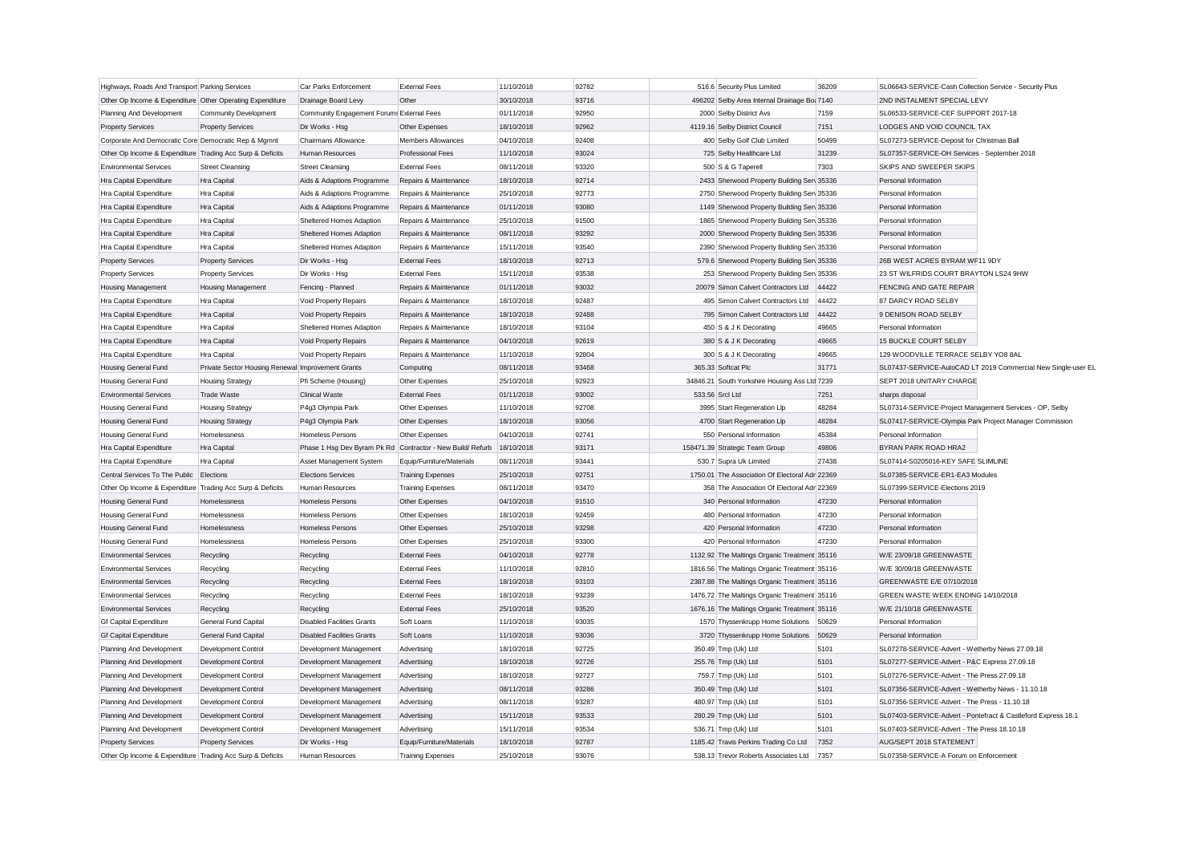| | | | | | | | | | |
|---|---|---|---|---|---|---|---|---|---|
| Highways, Roads And Transport | Parking Services | Car Parks Enforcement | External Fees | 11/10/2018 | 92782 | 516.6 | Security Plus Limited | 36209 | SL06643-SERVICE-Cash Collection Service - Security Plus |
| Other Op Income & Expenditure | Other Operating Expenditure | Drainage Board Levy | Other | 30/10/2018 | 93716 | 496202 | Selby Area Internal Drainage Boa | 7140 | 2ND INSTALMENT SPECIAL LEVY |
| Planning And Development | Community Development | Community Engagement Forums | External Fees | 01/11/2018 | 92950 | 2000 | Selby District Avs | 7159 | SL06533-SERVICE-CEF SUPPORT 2017-18 |
| Property Services | Property Services | Dir Works - Hsg | Other Expenses | 18/10/2018 | 92962 | 4119.16 | Selby District Council | 7151 | LODGES AND VOID COUNCIL TAX |
| Corporate And Democratic Core | Democratic Rep & Mgmnt | Chairmans Allowance | Members Allowances | 04/10/2018 | 92408 | 400 | Selby Golf Club Limited | 50499 | SL07273-SERVICE-Deposit for Christmas Ball |
| Other Op Income & Expenditure | Trading Acc Surp & Deficits | Human Resources | Professional Fees | 11/10/2018 | 93024 | 725 | Selby Healthcare Ltd | 31239 | SL07357-SERVICE-OH Services - September 2018 |
| Environmental Services | Street Cleansing | Street Cleansing | External Fees | 08/11/2018 | 93320 | 500 | S & G Taperell | 7303 | SKIPS AND SWEEPER SKIPS |
| Hra Capital Expenditure | Hra Capital | Aids & Adaptions Programme | Repairs & Maintenance | 18/10/2018 | 92714 | 2433 | Sherwood Property Building Serv | 35336 | Personal Information |
| Hra Capital Expenditure | Hra Capital | Aids & Adaptions Programme | Repairs & Maintenance | 25/10/2018 | 92773 | 2750 | Sherwood Property Building Serv | 35336 | Personal Information |
| Hra Capital Expenditure | Hra Capital | Aids & Adaptions Programme | Repairs & Maintenance | 01/11/2018 | 93080 | 1149 | Sherwood Property Building Serv | 35336 | Personal Information |
| Hra Capital Expenditure | Hra Capital | Sheltered Homes Adaption | Repairs & Maintenance | 25/10/2018 | 91500 | 1865 | Sherwood Property Building Serv | 35336 | Personal Information |
| Hra Capital Expenditure | Hra Capital | Sheltered Homes Adaption | Repairs & Maintenance | 08/11/2018 | 93292 | 2000 | Sherwood Property Building Serv | 35336 | Personal Information |
| Hra Capital Expenditure | Hra Capital | Sheltered Homes Adaption | Repairs & Maintenance | 15/11/2018 | 93540 | 2390 | Sherwood Property Building Serv | 35336 | Personal Information |
| Property Services | Property Services | Dir Works - Hsg | External Fees | 18/10/2018 | 92713 | 579.6 | Sherwood Property Building Serv | 35336 | 26B WEST ACRES BYRAM WF11 9DY |
| Property Services | Property Services | Dir Works - Hsg | External Fees | 15/11/2018 | 93538 | 253 | Sherwood Property Building Serv | 35336 | 23 ST WILFRIDS COURT BRAYTON LS24 9HW |
| Housing Management | Housing Management | Fencing - Planned | Repairs & Maintenance | 01/11/2018 | 93032 | 20079 | Simon Calvert Contractors Ltd | 44422 | FENCING AND GATE REPAIR |
| Hra Capital Expenditure | Hra Capital | Void Property Repairs | Repairs & Maintenance | 18/10/2018 | 92487 | 495 | Simon Calvert Contractors Ltd | 44422 | 87 DARCY ROAD SELBY |
| Hra Capital Expenditure | Hra Capital | Void Property Repairs | Repairs & Maintenance | 18/10/2018 | 92488 | 795 | Simon Calvert Contractors Ltd | 44422 | 9 DENISON ROAD SELBY |
| Hra Capital Expenditure | Hra Capital | Sheltered Homes Adaption | Repairs & Maintenance | 18/10/2018 | 93104 | 450 | S & J K Decorating | 49665 | Personal Information |
| Hra Capital Expenditure | Hra Capital | Void Property Repairs | Repairs & Maintenance | 04/10/2018 | 92619 | 380 | S & J K Decorating | 49665 | 15 BUCKLE COURT SELBY |
| Hra Capital Expenditure | Hra Capital | Void Property Repairs | Repairs & Maintenance | 11/10/2018 | 92804 | 300 | S & J K Decorating | 49665 | 129 WOODVILLE TERRACE SELBY YO8 8AL |
| Housing General Fund | Private Sector Housing Renewal | Improvement Grants | Computing | 08/11/2018 | 93468 | 365.33 | Softcat Plc | 31771 | SL07437-SERVICE-AutoCAD LT 2019 Commercial New Single-user EL |
| Housing General Fund | Housing Strategy | Pfi Scheme (Housing) | Other Expenses | 25/10/2018 | 92923 | 34846.21 | South Yorkshire Housing Ass Ltd | 7239 | SEPT 2018 UNITARY CHARGE |
| Environmental Services | Trade Waste | Clinical Waste | External Fees | 01/11/2018 | 93002 | 533.56 | Srcl Ltd | 7251 | sharps disposal |
| Housing General Fund | Housing Strategy | P4g3 Olympia Park | Other Expenses | 11/10/2018 | 92708 | 3995 | Start Regeneration Llp | 48284 | SL07314-SERVICE-Project Management Services - OP, Selby |
| Housing General Fund | Housing Strategy | P4g3 Olympia Park | Other Expenses | 18/10/2018 | 93056 | 4700 | Start Regeneration Llp | 48284 | SL07417-SERVICE-Olympia Park Project Manager Commission |
| Housing General Fund | Homelessness | Homeless Persons | Other Expenses | 04/10/2018 | 92741 | 550 | Personal Information | 45384 | Personal Information |
| Hra Capital Expenditure | Hra Capital | Phase 1 Hsg Dev Byram Pk Rd | Contractor - New Build/ Refurb | 18/10/2018 | 93171 | 158471.39 | Strategic Team Group | 49806 | BYRAN PARK ROAD HRA2 |
| Hra Capital Expenditure | Hra Capital | Asset Management System | Equip/Furniture/Materials | 08/11/2018 | 93441 | 530.7 | Supra Uk Limited | 27438 | SL07414-S0205016-KEY SAFE SLIMLINE |
| Central Services To The Public | Elections | Elections Services | Training Expenses | 25/10/2018 | 92751 | 1750.01 | The Association Of Electoral Adr | 22369 | SL07385-SERVICE-ER1-EA3 Modules |
| Other Op Income & Expenditure | Trading Acc Surp & Deficits | Human Resources | Training Expenses | 08/11/2018 | 93470 | 358 | The Association Of Electoral Adr | 22369 | SL07399-SERVICE-Elections 2019 |
| Housing General Fund | Homelessness | Homeless Persons | Other Expenses | 04/10/2018 | 91510 | 340 | Personal Information | 47230 | Personal Information |
| Housing General Fund | Homelessness | Homeless Persons | Other Expenses | 18/10/2018 | 92459 | 480 | Personal Information | 47230 | Personal Information |
| Housing General Fund | Homelessness | Homeless Persons | Other Expenses | 25/10/2018 | 93298 | 420 | Personal Information | 47230 | Personal Information |
| Housing General Fund | Homelessness | Homeless Persons | Other Expenses | 25/10/2018 | 93300 | 420 | Personal Information | 47230 | Personal Information |
| Environmental Services | Recycling | Recycling | External Fees | 04/10/2018 | 92778 | 1132.92 | The Maltings Organic Treatment | 35116 | W/E 23/09/18 GREENWASTE |
| Environmental Services | Recycling | Recycling | External Fees | 11/10/2018 | 92810 | 1816.56 | The Maltings Organic Treatment | 35116 | W/E 30/09/18 GREENWASTE |
| Environmental Services | Recycling | Recycling | External Fees | 18/10/2018 | 93103 | 2387.88 | The Maltings Organic Treatment | 35116 | GREENWASTE E/E 07/10/2018 |
| Environmental Services | Recycling | Recycling | External Fees | 18/10/2018 | 93239 | 1476.72 | The Maltings Organic Treatment | 35116 | GREEN WASTE WEEK ENDING 14/10/2018 |
| Environmental Services | Recycling | Recycling | External Fees | 25/10/2018 | 93520 | 1676.16 | The Maltings Organic Treatment | 35116 | W/E 21/10/18 GREENWASTE |
| Gf Capital Expenditure | General Fund Capital | Disabled Facilities Grants | Soft Loans | 11/10/2018 | 93035 | 1570 | Thyssenkrupp Home Solutions | 50629 | Personal Information |
| Gf Capital Expenditure | General Fund Capital | Disabled Facilities Grants | Soft Loans | 11/10/2018 | 93036 | 3720 | Thyssenkrupp Home Solutions | 50629 | Personal Information |
| Planning And Development | Development Control | Development Management | Advertising | 18/10/2018 | 92725 | 350.49 | Tmp (Uk) Ltd | 5101 | SL07278-SERVICE-Advert - Wetherby News 27.09.18 |
| Planning And Development | Development Control | Development Management | Advertising | 18/10/2018 | 92726 | 255.76 | Tmp (Uk) Ltd | 5101 | SL07277-SERVICE-Advert - P&C Express 27.09.18 |
| Planning And Development | Development Control | Development Management | Advertising | 18/10/2018 | 92727 | 759.7 | Tmp (Uk) Ltd | 5101 | SL07276-SERVICE-Advert - The Press 27.09.18 |
| Planning And Development | Development Control | Development Management | Advertising | 08/11/2018 | 93286 | 350.49 | Tmp (Uk) Ltd | 5101 | SL07356-SERVICE-Advert - Wetherby News - 11.10.18 |
| Planning And Development | Development Control | Development Management | Advertising | 08/11/2018 | 93287 | 480.97 | Tmp (Uk) Ltd | 5101 | SL07356-SERVICE-Advert - The Press - 11.10.18 |
| Planning And Development | Development Control | Development Management | Advertising | 15/11/2018 | 93533 | 280.29 | Tmp (Uk) Ltd | 5101 | SL07403-SERVICE-Advert - Pontefract & Castleford Express 18.1 |
| Planning And Development | Development Control | Development Management | Advertising | 15/11/2018 | 93534 | 536.71 | Tmp (Uk) Ltd | 5101 | SL07403-SERVICE-Advert - The Press 18.10.18 |
| Property Services | Property Services | Dir Works - Hsg | Equip/Furniture/Materials | 18/10/2018 | 92787 | 1185.42 | Travis Perkins Trading Co Ltd | 7352 | AUG/SEPT 2018 STATEMENT |
| Other Op Income & Expenditure | Trading Acc Surp & Deficits | Human Resources | Training Expenses | 25/10/2018 | 93076 | 538.13 | Trevor Roberts Associates Ltd | 7357 | SL07358-SERVICE-A Forum on Enforcement |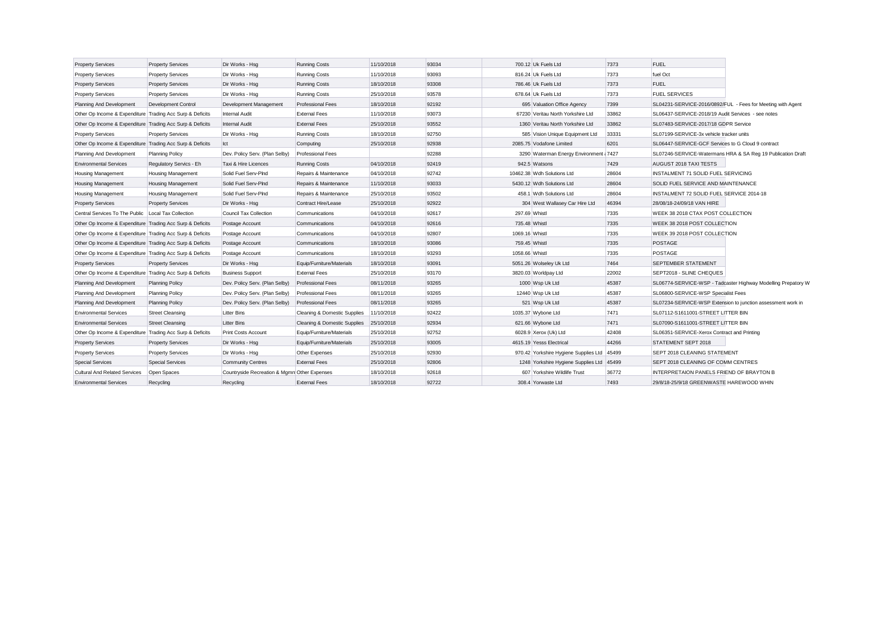| | | | | | | | | | |
|---|---|---|---|---|---|---|---|---|---|
| Property Services | Property Services | Dir Works - Hsg | Running Costs | 11/10/2018 | 93034 | 700.12 | Uk Fuels Ltd | 7373 | FUEL |
| Property Services | Property Services | Dir Works - Hsg | Running Costs | 11/10/2018 | 93093 | 816.24 | Uk Fuels Ltd | 7373 | fuel Oct |
| Property Services | Property Services | Dir Works - Hsg | Running Costs | 18/10/2018 | 93308 | 786.46 | Uk Fuels Ltd | 7373 | FUEL |
| Property Services | Property Services | Dir Works - Hsg | Running Costs | 25/10/2018 | 93578 | 678.64 | Uk Fuels Ltd | 7373 | FUEL SERVICES |
| Planning And Development | Development Control | Development Management | Professional Fees | 18/10/2018 | 92192 | 695 | Valuation Office Agency | 7399 | SL04231-SERVICE-2016/0892/FUL - Fees for Meeting with Agent |
| Other Op Income & Expenditure | Trading Acc Surp & Deficits | Internal Audit | External Fees | 11/10/2018 | 93073 | 67230 | Veritau North Yorkshire Ltd | 33862 | SL06437-SERVICE-2018/19 Audit Services - see notes |
| Other Op Income & Expenditure | Trading Acc Surp & Deficits | Internal Audit | External Fees | 25/10/2018 | 93552 | 1360 | Veritau North Yorkshire Ltd | 33862 | SL07483-SERVICE-2017/18 GDPR Service |
| Property Services | Property Services | Dir Works - Hsg | Running Costs | 18/10/2018 | 92750 | 585 | Vision Unique Equipment Ltd | 33331 | SL07199-SERVICE-3x vehicle tracker units |
| Other Op Income & Expenditure | Trading Acc Surp & Deficits | Ict | Computing | 25/10/2018 | 92938 | 2085.75 | Vodafone Limited | 6201 | SL06447-SERVICE-GCF Services to G Cloud 9 contract |
| Planning And Development | Planning Policy | Dev. Policy Serv. (Plan Selby) | Professional Fees | | 92288 | 3290 | Waterman Energy Environment | 7427 | SL07246-SERVICE-Watermans HRA & SA Reg 19 Publication Draft |
| Environmental Services | Regulatory Servics - Eh | Taxi & Hire Licences | Running Costs | 04/10/2018 | 92419 | 942.5 | Watsons | 7429 | AUGUST 2018 TAXI TESTS |
| Housing Management | Housing Management | Solid Fuel Serv-Plnd | Repairs & Maintenance | 04/10/2018 | 92742 | 10462.38 | Wdh Solutions Ltd | 28604 | INSTALMENT 71 SOLID FUEL SERVICING |
| Housing Management | Housing Management | Solid Fuel Serv-Plnd | Repairs & Maintenance | 11/10/2018 | 93033 | 5430.12 | Wdh Solutions Ltd | 28604 | SOLID FUEL SERVICE AND MAINTENANCE |
| Housing Management | Housing Management | Solid Fuel Serv-Plnd | Repairs & Maintenance | 25/10/2018 | 93502 | 458.1 | Wdh Solutions Ltd | 28604 | INSTALMENT 72 SOLID FUEL SERVICE 2014-18 |
| Property Services | Property Services | Dir Works - Hsg | Contract Hire/Lease | 25/10/2018 | 92922 | 304 | West Wallasey Car Hire Ltd | 46394 | 28/08/18-24/09/18 VAN HIRE |
| Central Services To The Public | Local Tax Collection | Council Tax Collection | Communications | 04/10/2018 | 92617 | 297.69 | Whistl | 7335 | WEEK 38 2018 CTAX POST COLLECTION |
| Other Op Income & Expenditure | Trading Acc Surp & Deficits | Postage Account | Communications | 04/10/2018 | 92616 | 735.48 | Whistl | 7335 | WEEK 38 2018 POST COLLECTION |
| Other Op Income & Expenditure | Trading Acc Surp & Deficits | Postage Account | Communications | 04/10/2018 | 92807 | 1069.16 | Whistl | 7335 | WEEK 39 2018 POST COLLECTION |
| Other Op Income & Expenditure | Trading Acc Surp & Deficits | Postage Account | Communications | 18/10/2018 | 93086 | 759.45 | Whistl | 7335 | POSTAGE |
| Other Op Income & Expenditure | Trading Acc Surp & Deficits | Postage Account | Communications | 18/10/2018 | 93293 | 1058.66 | Whistl | 7335 | POSTAGE |
| Property Services | Property Services | Dir Works - Hsg | Equip/Furniture/Materials | 18/10/2018 | 93091 | 5051.26 | Wolseley Uk Ltd | 7464 | SEPTEMBER STATEMENT |
| Other Op Income & Expenditure | Trading Acc Surp & Deficits | Business Support | External Fees | 25/10/2018 | 93170 | 3820.03 | Worldpay Ltd | 22002 | SEPT2018 - SLINE CHEQUES |
| Planning And Development | Planning Policy | Dev. Policy Serv. (Plan Selby) | Professional Fees | 08/11/2018 | 93265 | 1000 | Wsp Uk Ltd | 45387 | SL06774-SERVICE-WSP - Tadcaster Highway Modelling Prepatory W |
| Planning And Development | Planning Policy | Dev. Policy Serv. (Plan Selby) | Professional Fees | 08/11/2018 | 93265 | 12440 | Wsp Uk Ltd | 45387 | SL06800-SERVICE-WSP Specialist Fees |
| Planning And Development | Planning Policy | Dev. Policy Serv. (Plan Selby) | Professional Fees | 08/11/2018 | 93265 | 521 | Wsp Uk Ltd | 45387 | SL07234-SERVICE-WSP Extension to junction assessment work in |
| Environmental Services | Street Cleansing | Litter Bins | Cleaning & Domestic Supplies | 11/10/2018 | 92422 | 1035.37 | Wybone Ltd | 7471 | SL07112-S1611001-STREET LITTER BIN |
| Environmental Services | Street Cleansing | Litter Bins | Cleaning & Domestic Supplies | 25/10/2018 | 92934 | 621.66 | Wybone Ltd | 7471 | SL07090-S1611001-STREET LITTER BIN |
| Other Op Income & Expenditure | Trading Acc Surp & Deficits | Print Costs Account | Equip/Furniture/Materials | 25/10/2018 | 92752 | 6028.9 | Xerox (Uk) Ltd | 42408 | SL06351-SERVICE-Xerox Contract and Printing |
| Property Services | Property Services | Dir Works - Hsg | Equip/Furniture/Materials | 25/10/2018 | 93005 | 4615.19 | Yesss Electrical | 44266 | STATEMENT SEPT 2018 |
| Property Services | Property Services | Dir Works - Hsg | Other Expenses | 25/10/2018 | 92930 | 970.42 | Yorkshire Hygiene Supplies Ltd | 45499 | SEPT 2018 CLEANING STATEMENT |
| Special Services | Special Services | Community Centres | External Fees | 25/10/2018 | 92806 | 1248 | Yorkshire Hygiene Supplies Ltd | 45499 | SEPT 2018 CLEANING OF COMM CENTRES |
| Cultural And Related Services | Open Spaces | Countryside Recreation & Mgmn | Other Expenses | 18/10/2018 | 92618 | 607 | Yorkshire Wildlife Trust | 36772 | INTERPRETAION PANELS FRIEND OF BRAYTON B |
| Environmental Services | Recycling | Recycling | External Fees | 18/10/2018 | 92722 | 308.4 | Yorwaste Ltd | 7493 | 29/8/18-25/9/18 GREENWASTE HAREWOOD WHIN |